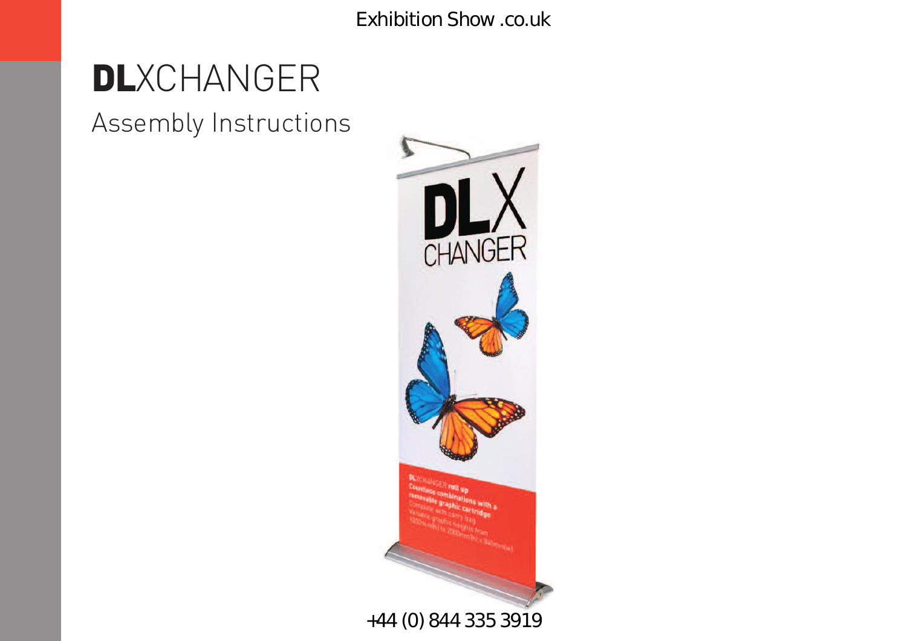Exhibition Show .co.uk

# **DL**XCHANGER

## Assembly Instructions

+44 (0) 844 335 3919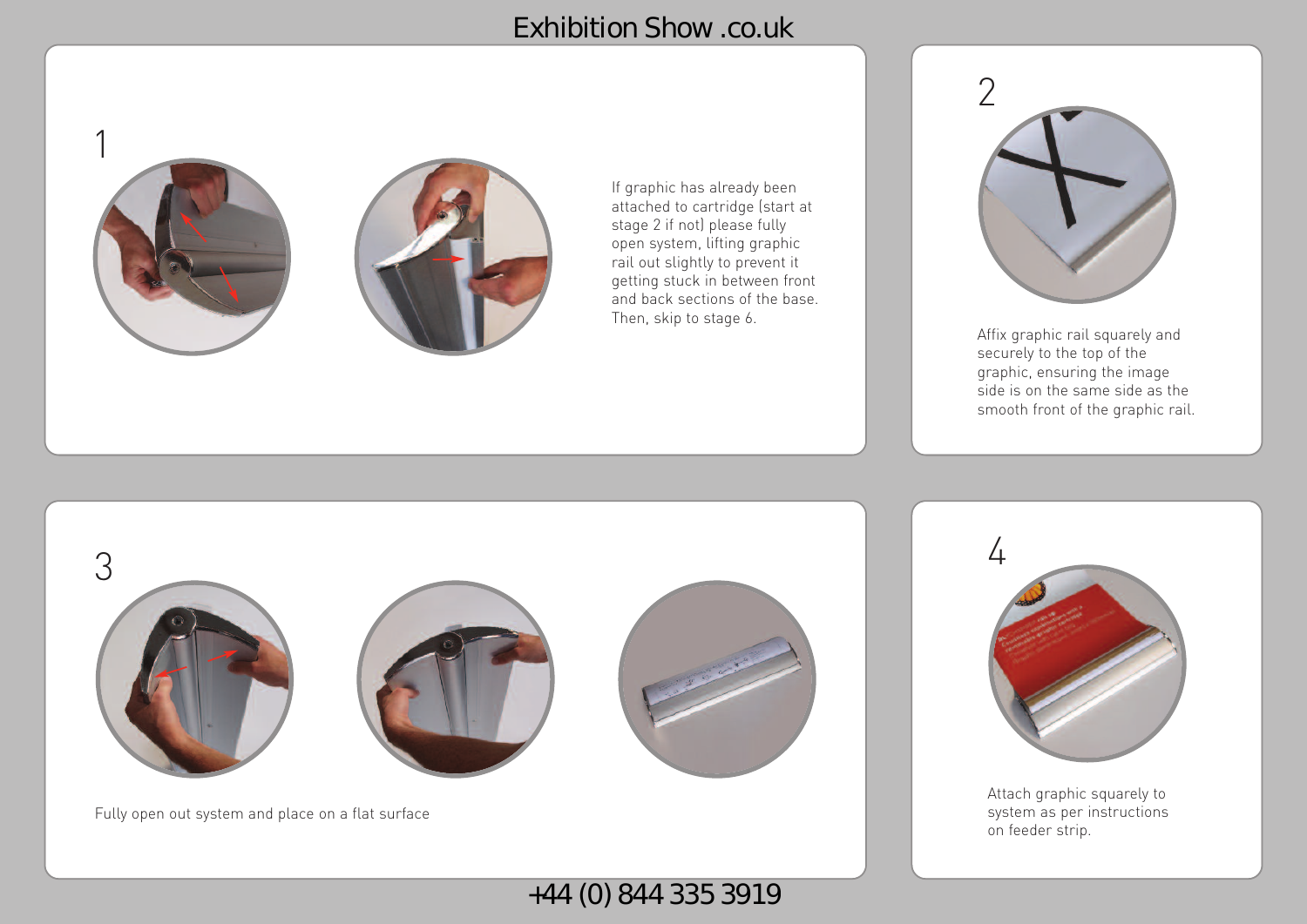# Exhibition Show .co.uk

## 1

If graphic has already been attached to cartridge (start at stage 2 if not) please fully open system, lifting graphic rail out slightly to prevent it getting stuck in between front and back sections of the base. Then, skip to stage 6.

## 2

Affix graphic rail squarely and securely to the top of the graphic, ensuring the image side is on the same side as the smooth front of the graphic rail.

## 3

Fully open out system and place on a flat surface

## 4

Attach graphic squarely to system as per instructions on feeder strip.

+44 (0) 844 335 3919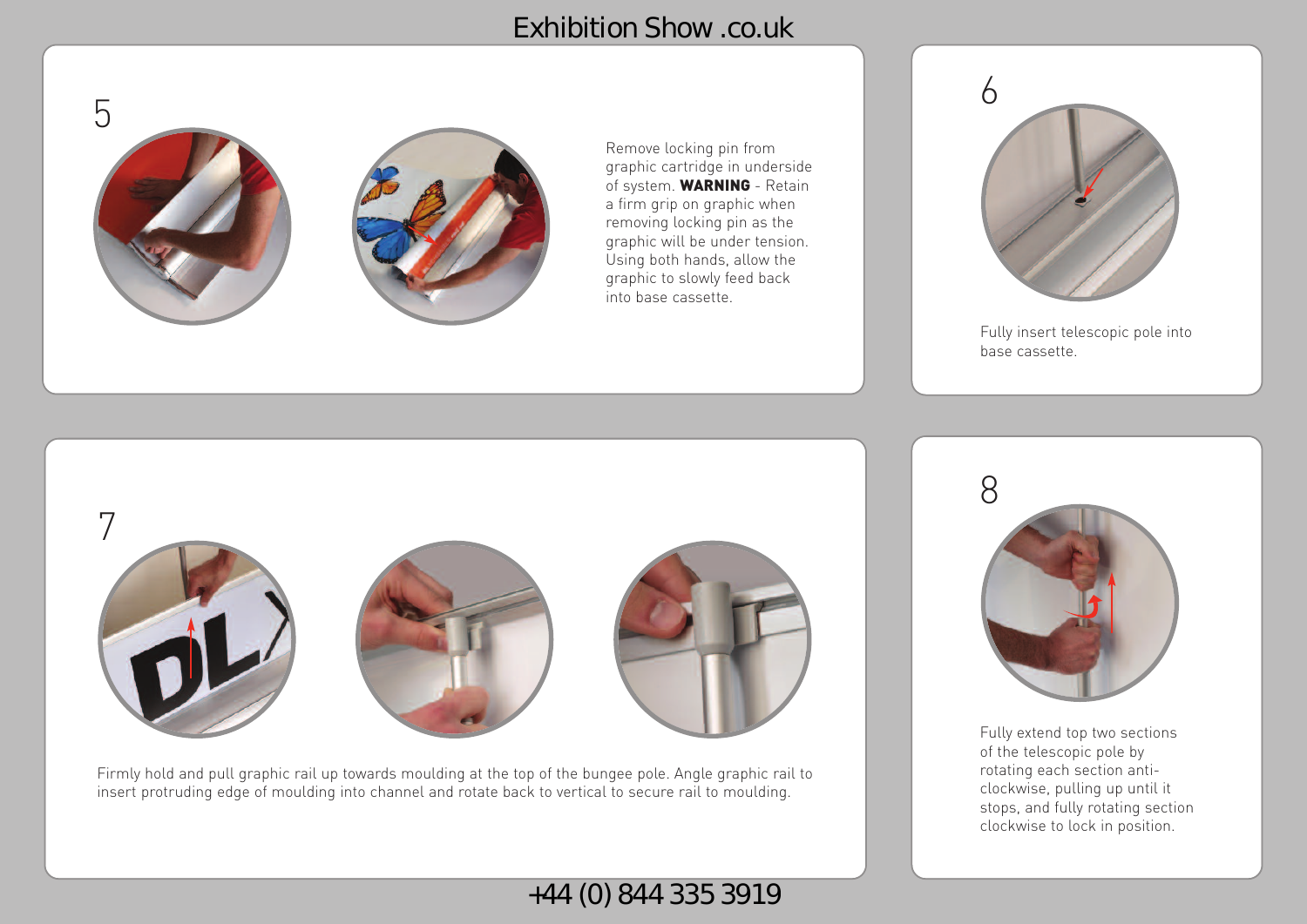## 5

Remove locking pin from graphic cartridge in underside of system. **WARNING** - Retain a firm grip on graphic when removing locking pin as the graphic will be under tension. Using both hands, allow the graphic to slowly feed back into base cassette.

## 6

Fully insert telescopic pole into base cassette.

## 7

Firmly hold and pull graphic rail up towards moulding at the top of the bungee pole. Angle graphic rail to insert protruding edge of moulding into channel and rotate back to vertical to secure rail to moulding.

## 8

Fully extend top two sections of the telescopic pole by rotating each section anti-clockwise, pulling up until it stops, and fully rotating section clockwise to lock in position.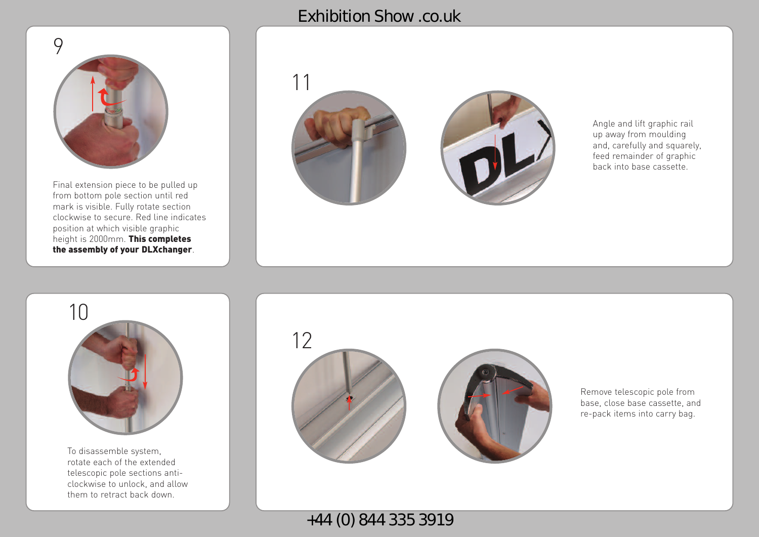## 9

Final extension piece to be pulled up from bottom pole section until red mark is visible. Fully rotate section clockwise to secure. Red line indicates position at which visible graphic height is 2000mm. **This completes the assembly of your DLXchanger**.

## 10

To disassemble system, rotate each of the extended telescopic pole sections anti-clockwise to unlock, and allow them to retract back down.

## 11

Angle and lift graphic rail up away from moulding and, carefully and squarely, feed remainder of graphic back into base cassette.

## 12

Remove telescopic pole from base, close base cassette, and re-pack items into carry bag.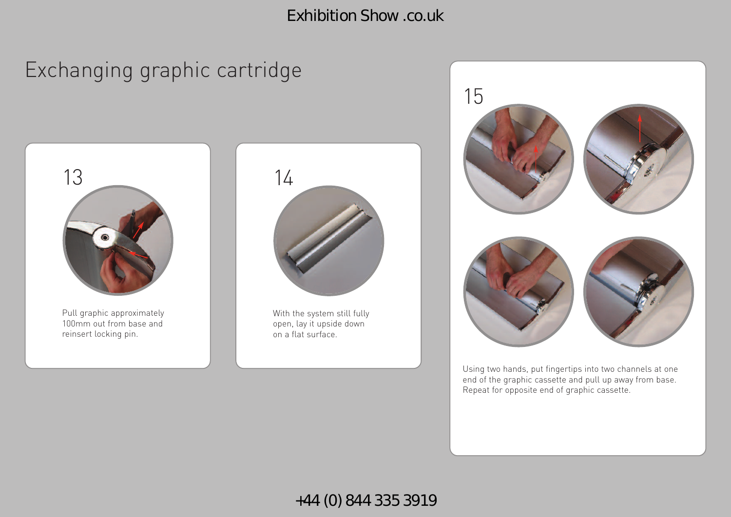# Exchanging graphic cartridge

13

Pull graphic approximately 100mm out from base and reinsert locking pin.

14

With the system still fully open, lay it upside down on a flat surface.

15

Using two hands, put fingertips into two channels at one end of the graphic cassette and pull up away from base. Repeat for opposite end of graphic cassette.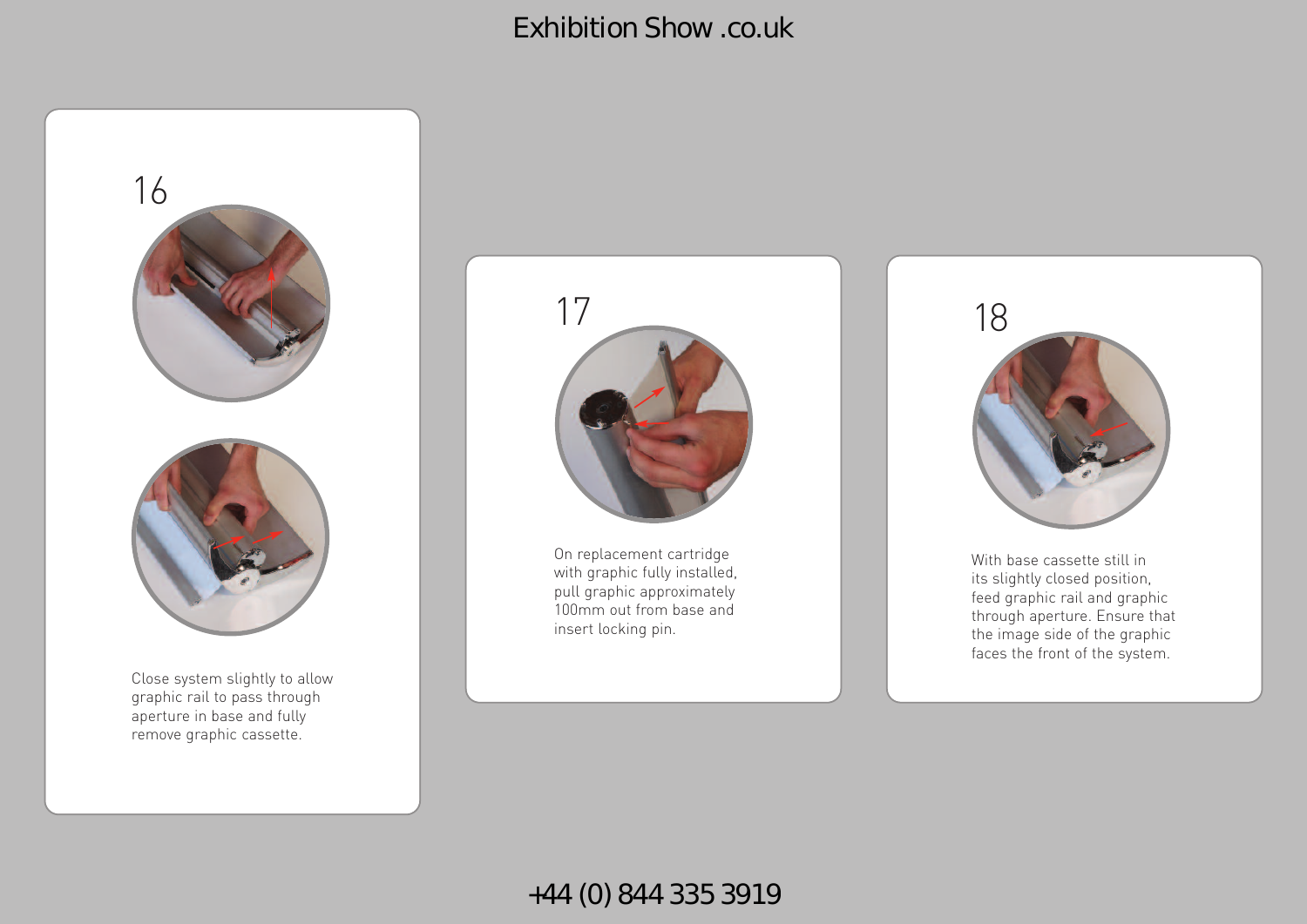## 16

Close system slightly to allow graphic rail to pass through aperture in base and fully remove graphic cassette.

## 17

On replacement cartridge with graphic fully installed, pull graphic approximately 100mm out from base and insert locking pin.

## 18

With base cassette still in its slightly closed position, feed graphic rail and graphic through aperture. Ensure that the image side of the graphic faces the front of the system.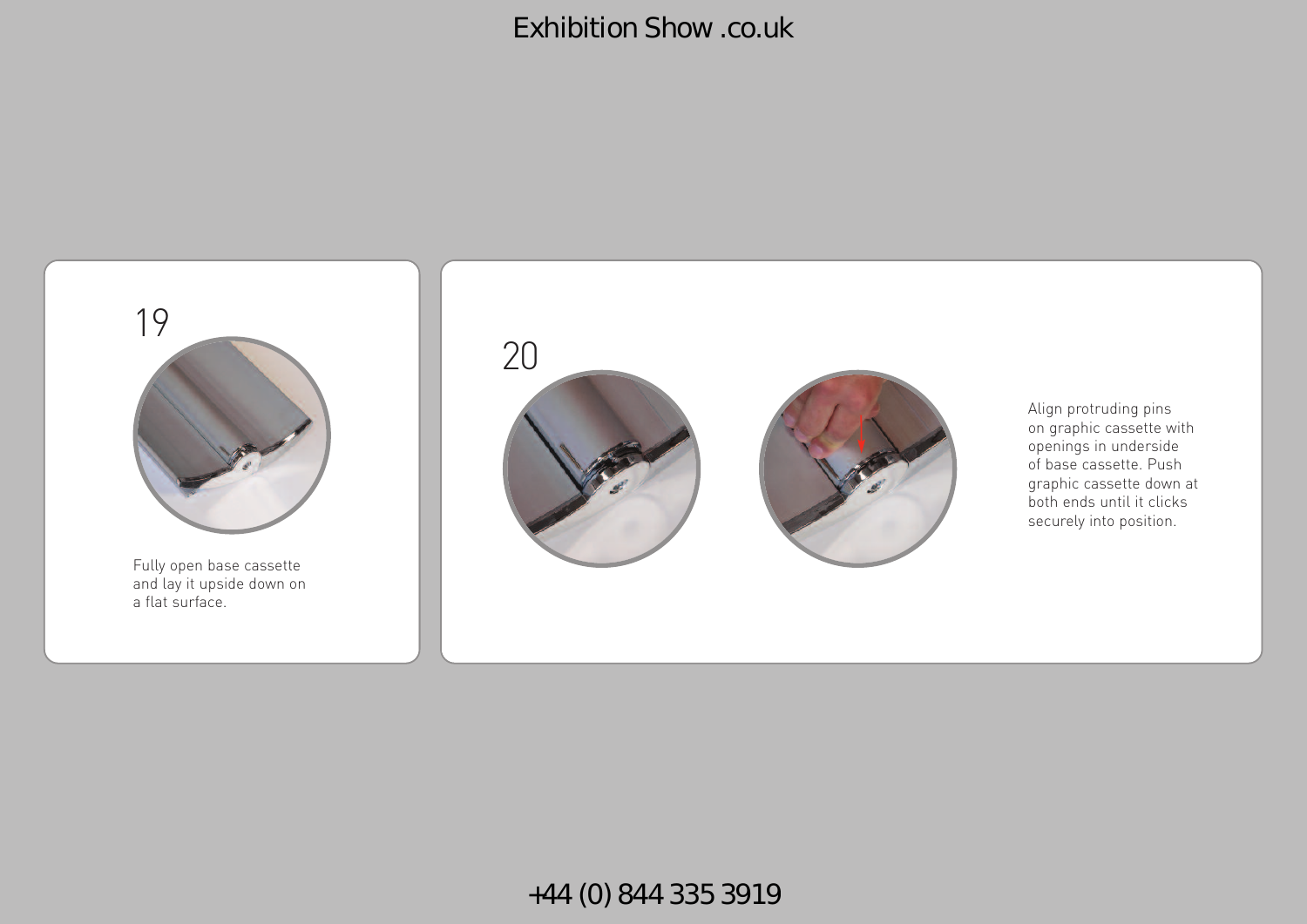19

Fully open base cassette and lay it upside down on a flat surface.

20

Align protruding pins on graphic cassette with openings in underside of base cassette. Push graphic cassette down at both ends until it clicks securely into position.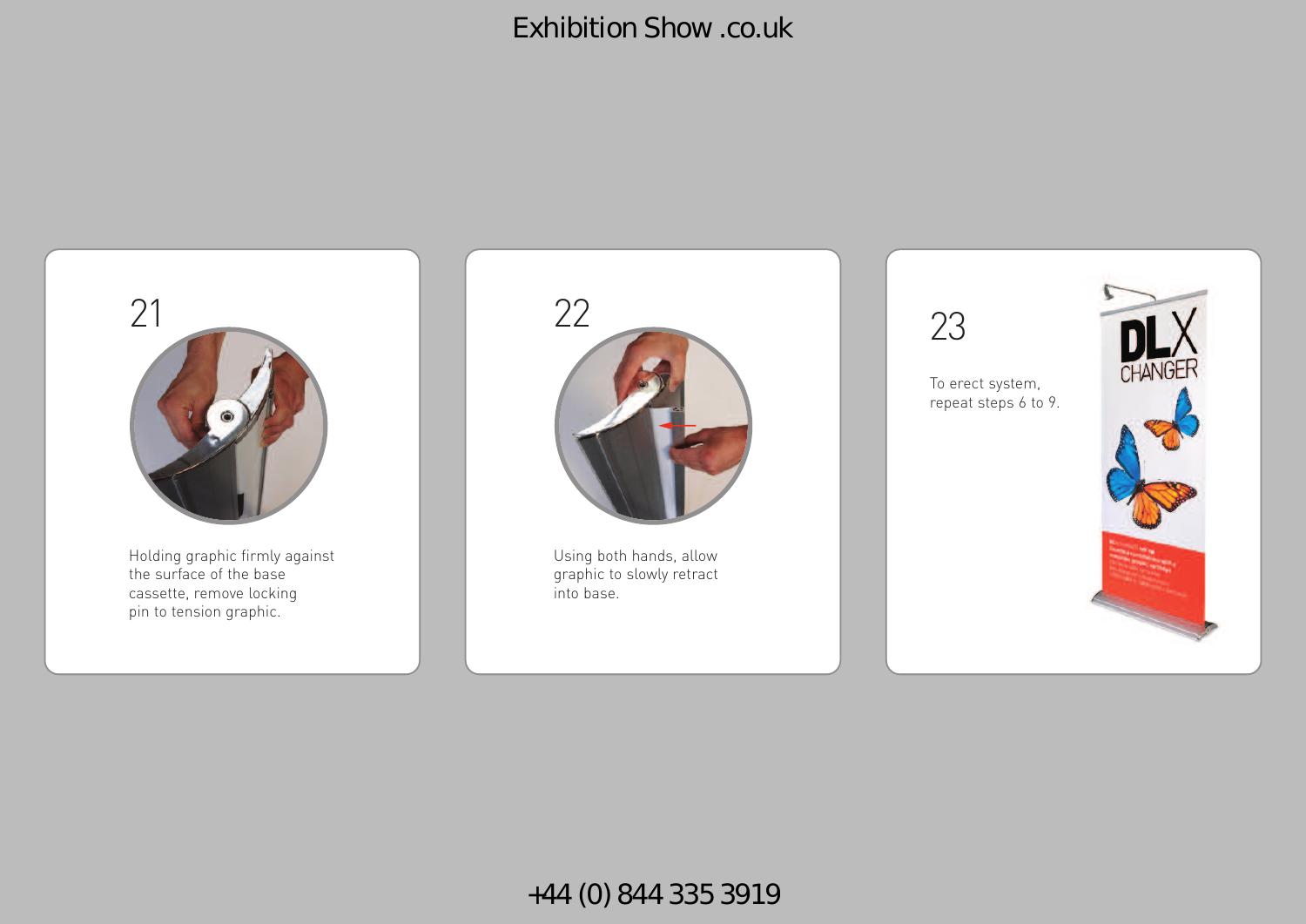21

Holding graphic firmly against the surface of the base cassette, remove locking pin to tension graphic.

22

Using both hands, allow graphic to slowly retract into base.

23

To erect system, repeat steps 6 to 9.